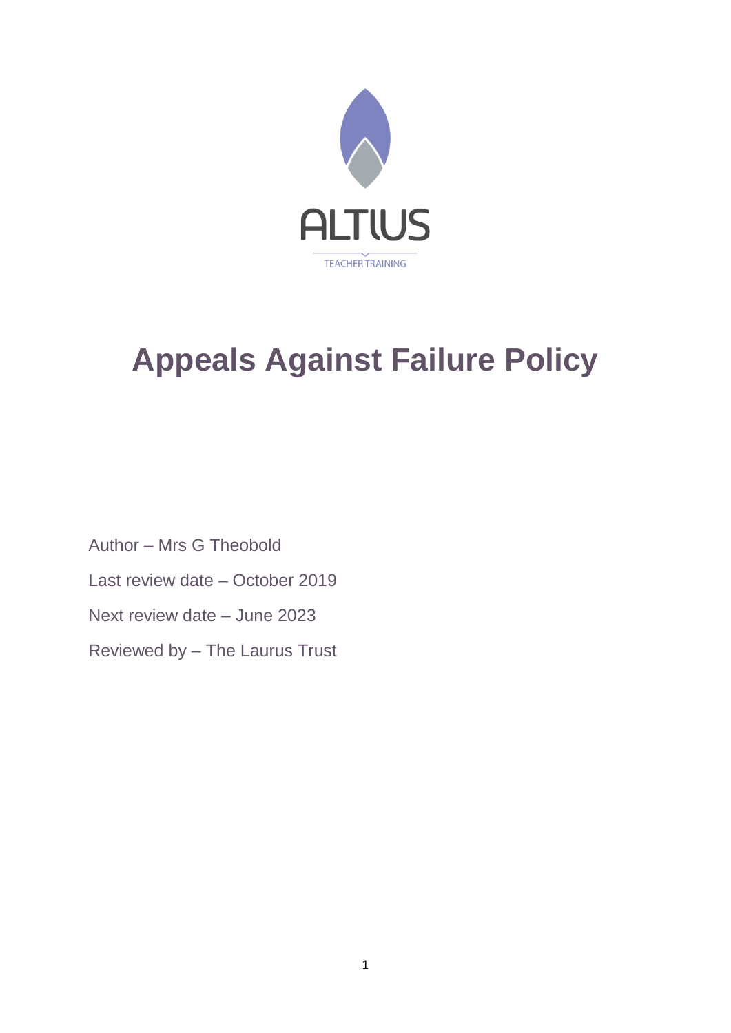ALTIUS

TEACHER TRAINING

# Appeals Against Failure Policy

Author – Mrs G Theobold

Last review date – October 2019

Next review date – June 2023

Reviewed by – The Laurus Trust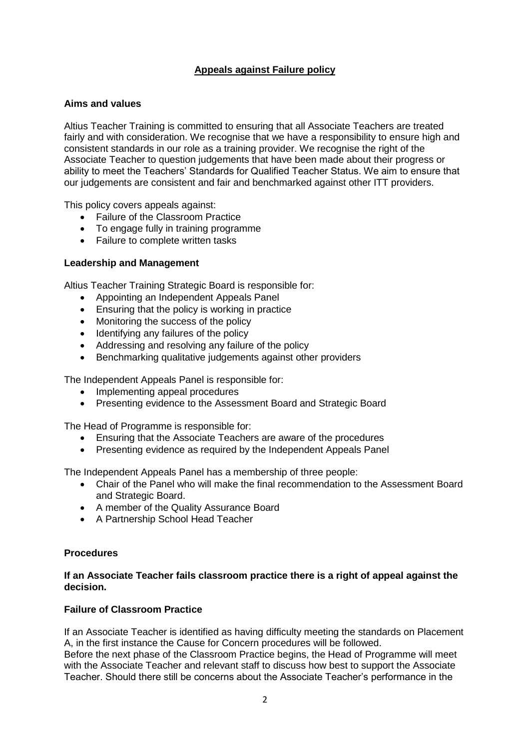## Appeals against Failure policy

### Aims and values

Altius Teacher Training is committed to ensuring that all Associate Teachers are treated fairly and with consideration. We recognise that we have a responsibility to ensure high and consistent standards in our role as a training provider. We recognise the right of the Associate Teacher to question judgements that have been made about their progress or ability to meet the Teachers' Standards for Qualified Teacher Status. We aim to ensure that our judgements are consistent and fair and benchmarked against other ITT providers.

This policy covers appeals against:

- Failure of the Classroom Practice
- To engage fully in training programme
- Failure to complete written tasks

### Leadership and Management

Altius Teacher Training Strategic Board is responsible for:

- Appointing an Independent Appeals Panel
- Ensuring that the policy is working in practice
- Monitoring the success of the policy
- Identifying any failures of the policy
- Addressing and resolving any failure of the policy
- Benchmarking qualitative judgements against other providers

The Independent Appeals Panel is responsible for:

- Implementing appeal procedures
- Presenting evidence to the Assessment Board and Strategic Board

The Head of Programme is responsible for:

- Ensuring that the Associate Teachers are aware of the procedures
- Presenting evidence as required by the Independent Appeals Panel

The Independent Appeals Panel has a membership of three people:

- Chair of the Panel who will make the final recommendation to the Assessment Board and Strategic Board.
- A member of the Quality Assurance Board
- A Partnership School Head Teacher

### Procedures

**If an Associate Teacher fails classroom practice there is a right of appeal against the decision.**

### Failure of Classroom Practice

If an Associate Teacher is identified as having difficulty meeting the standards on Placement A, in the first instance the Cause for Concern procedures will be followed.
Before the next phase of the Classroom Practice begins, the Head of Programme will meet with the Associate Teacher and relevant staff to discuss how best to support the Associate Teacher. Should there still be concerns about the Associate Teacher's performance in the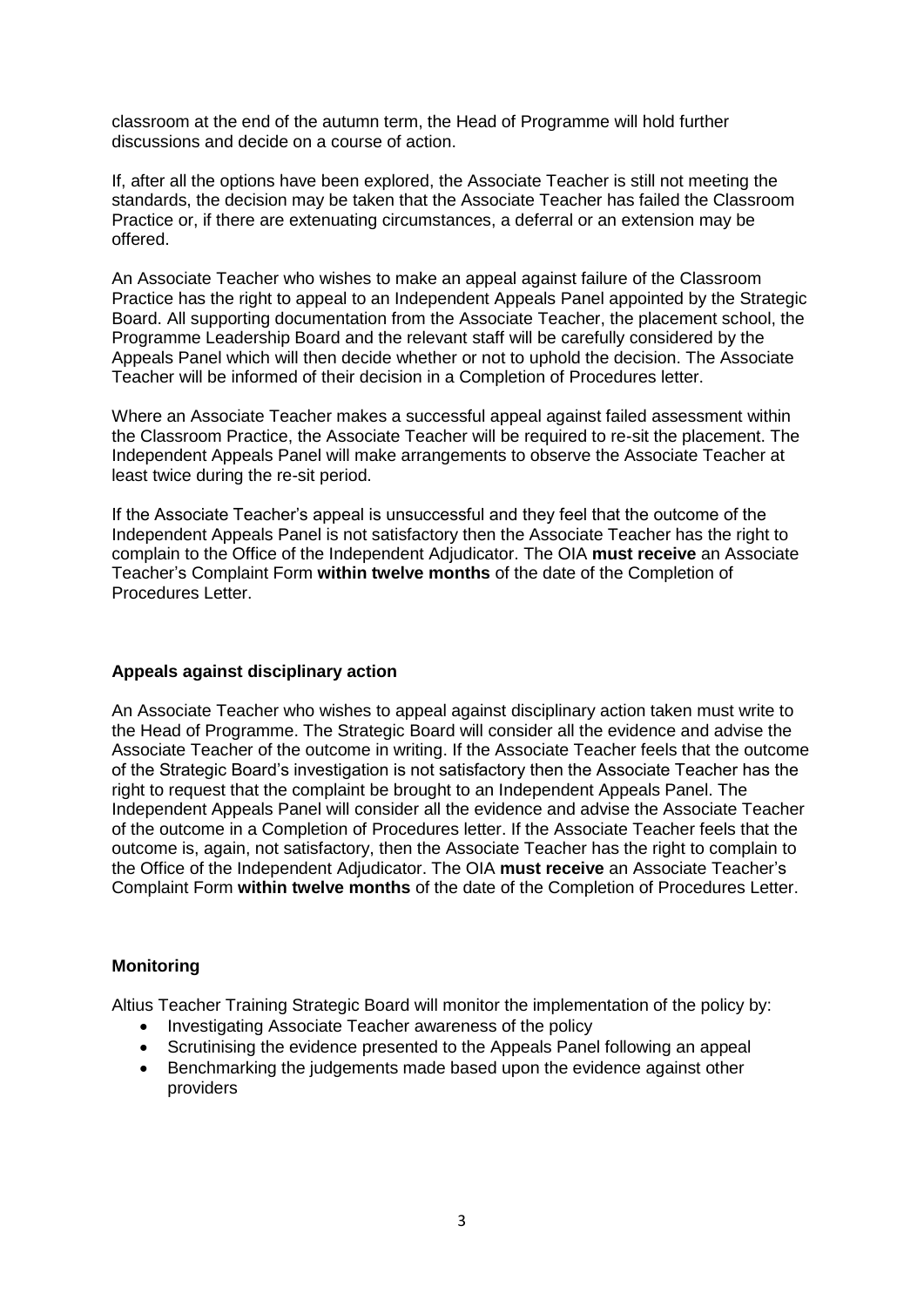classroom at the end of the autumn term, the Head of Programme will hold further discussions and decide on a course of action.

If, after all the options have been explored, the Associate Teacher is still not meeting the standards, the decision may be taken that the Associate Teacher has failed the Classroom Practice or, if there are extenuating circumstances, a deferral or an extension may be offered.

An Associate Teacher who wishes to make an appeal against failure of the Classroom Practice has the right to appeal to an Independent Appeals Panel appointed by the Strategic Board. All supporting documentation from the Associate Teacher, the placement school, the Programme Leadership Board and the relevant staff will be carefully considered by the Appeals Panel which will then decide whether or not to uphold the decision. The Associate Teacher will be informed of their decision in a Completion of Procedures letter.

Where an Associate Teacher makes a successful appeal against failed assessment within the Classroom Practice, the Associate Teacher will be required to re-sit the placement. The Independent Appeals Panel will make arrangements to observe the Associate Teacher at least twice during the re-sit period.

If the Associate Teacher's appeal is unsuccessful and they feel that the outcome of the Independent Appeals Panel is not satisfactory then the Associate Teacher has the right to complain to the Office of the Independent Adjudicator. The OIA **must receive** an Associate Teacher's Complaint Form **within twelve months** of the date of the Completion of Procedures Letter.

### Appeals against disciplinary action

An Associate Teacher who wishes to appeal against disciplinary action taken must write to the Head of Programme. The Strategic Board will consider all the evidence and advise the Associate Teacher of the outcome in writing. If the Associate Teacher feels that the outcome of the Strategic Board's investigation is not satisfactory then the Associate Teacher has the right to request that the complaint be brought to an Independent Appeals Panel. The Independent Appeals Panel will consider all the evidence and advise the Associate Teacher of the outcome in a Completion of Procedures letter. If the Associate Teacher feels that the outcome is, again, not satisfactory, then the Associate Teacher has the right to complain to the Office of the Independent Adjudicator. The OIA **must receive** an Associate Teacher's Complaint Form **within twelve months** of the date of the Completion of Procedures Letter.

### Monitoring

Altius Teacher Training Strategic Board will monitor the implementation of the policy by:

- Investigating Associate Teacher awareness of the policy
- Scrutinising the evidence presented to the Appeals Panel following an appeal
- Benchmarking the judgements made based upon the evidence against other providers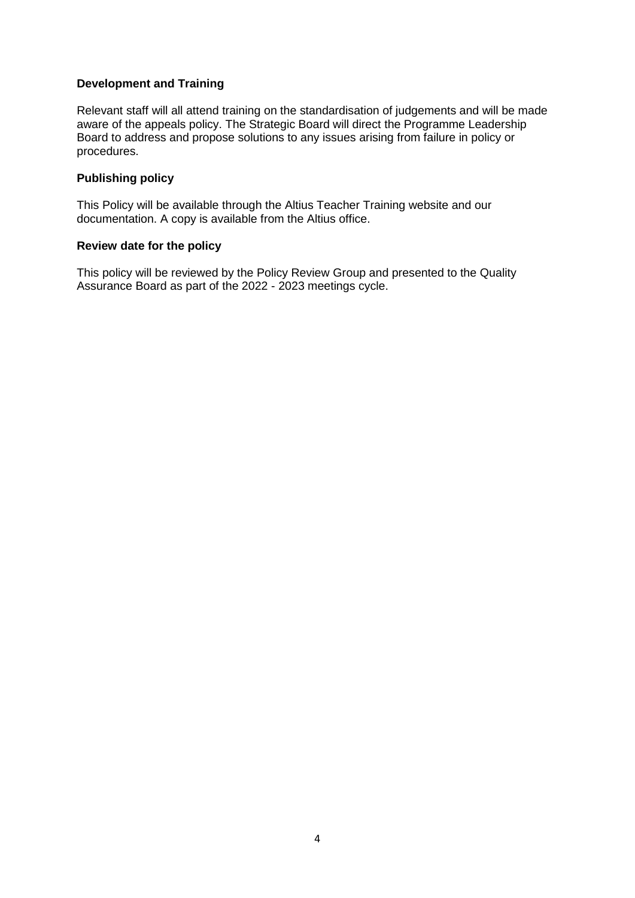**Development and Training**

Relevant staff will all attend training on the standardisation of judgements and will be made aware of the appeals policy. The Strategic Board will direct the Programme Leadership Board to address and propose solutions to any issues arising from failure in policy or procedures.

**Publishing policy**

This Policy will be available through the Altius Teacher Training website and our documentation. A copy is available from the Altius office.

**Review date for the policy**

This policy will be reviewed by the Policy Review Group and presented to the Quality Assurance Board as part of the 2022 - 2023 meetings cycle.